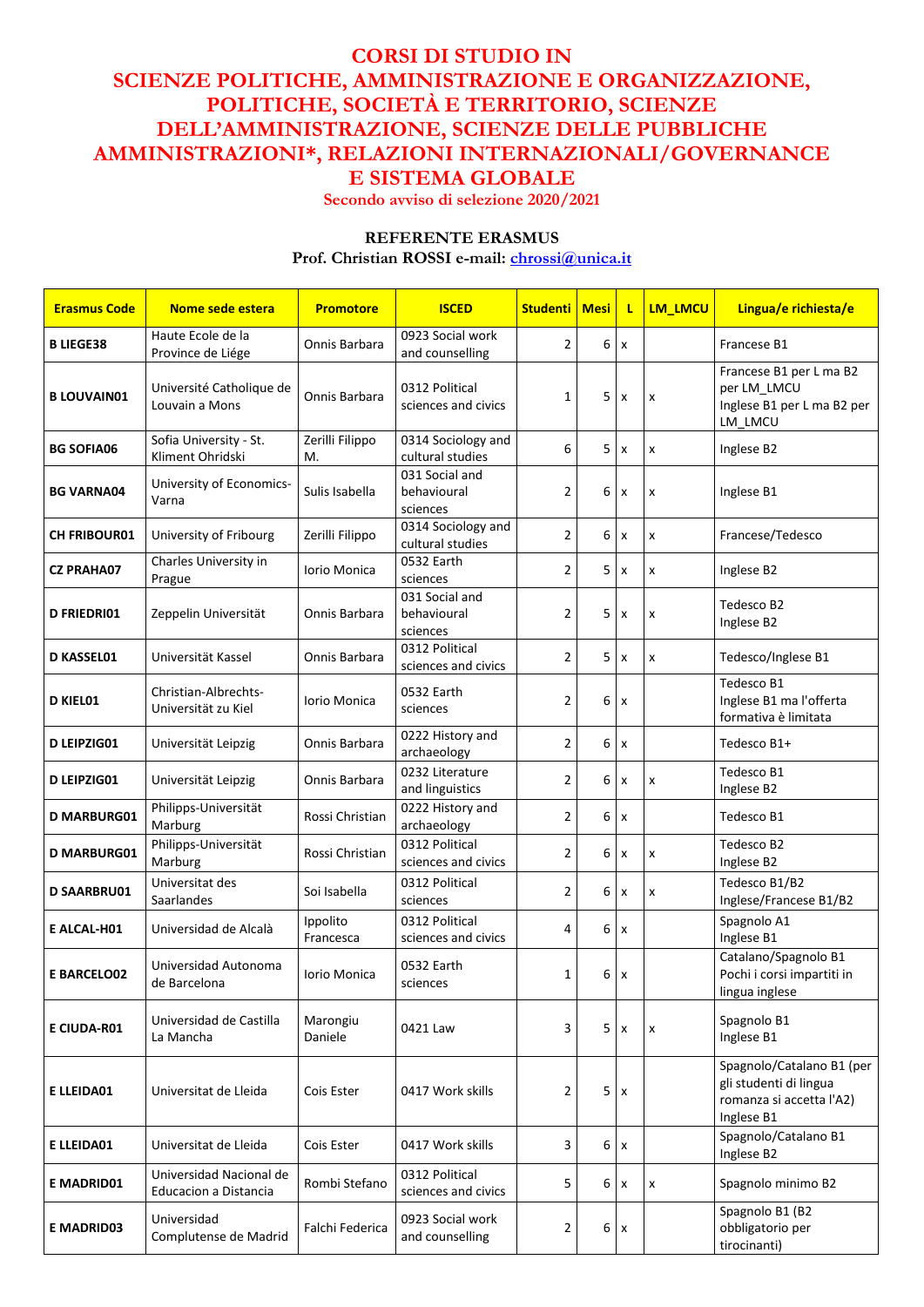# CORSI DI STUDIO IN SCIENZE POLITICHE, AMMINISTRAZIONE E ORGANIZZAZIONE, POLITICHE, SOCIETÀ E TERRITORIO, SCIENZE DELL'AMMINISTRAZIONE, SCIENZE DELLE PUBBLICHE AMMINISTRAZIONI*, RELAZIONI INTERNAZIONALI/GOVERNANCE E SISTEMA GLOBALE

**Secondo avviso di selezione 2020/2021**

**REFERENTE ERASMUS**

**Prof. Christian ROSSI e-mail: chrossi@unica.it**

| Erasmus Code | Nome sede estera | Promotore | ISCED | Studenti | Mesi | L | LM_LMCU | Lingua/e richiesta/e |
|---|---|---|---|---|---|---|---|---|
| B LIEGE38 | Haute Ecole de la Province de Liége | Onnis Barbara | 0923 Social work and counselling | 2 | 6 | x | | Francese B1 |
| B LOUVAIN01 | Université Catholique de Louvain a Mons | Onnis Barbara | 0312 Political sciences and civics | 1 | 5 | x | x | Francese B1 per L ma B2 per LM_LMCU Inglese B1 per L ma B2 per LM_LMCU |
| BG SOFIA06 | Sofia University - St. Kliment Ohridski | Zerilli Filippo M. | 0314 Sociology and cultural studies | 6 | 5 | x | x | Inglese B2 |
| BG VARNA04 | University of Economics-Varna | Sulis Isabella | 031 Social and behavioural sciences | 2 | 6 | x | x | Inglese B1 |
| CH FRIBOUR01 | University of Fribourg | Zerilli Filippo | 0314 Sociology and cultural studies | 2 | 6 | x | x | Francese/Tedesco |
| CZ PRAHA07 | Charles University in Prague | Iorio Monica | 0532 Earth sciences | 2 | 5 | x | x | Inglese B2 |
| D FRIEDRI01 | Zeppelin Universität | Onnis Barbara | 031 Social and behavioural sciences | 2 | 5 | x | x | Tedesco B2 Inglese B2 |
| D KASSEL01 | Universität Kassel | Onnis Barbara | 0312 Political sciences and civics | 2 | 5 | x | x | Tedesco/Inglese B1 |
| D KIEL01 | Christian-Albrechts-Universität zu Kiel | Iorio Monica | 0532 Earth sciences | 2 | 6 | x | | Tedesco B1 Inglese B1 ma l'offerta formativa è limitata |
| D LEIPZIG01 | Universität Leipzig | Onnis Barbara | 0222 History and archaeology | 2 | 6 | x | | Tedesco B1+ |
| D LEIPZIG01 | Universität Leipzig | Onnis Barbara | 0232 Literature and linguistics | 2 | 6 | x | x | Tedesco B1 Inglese B2 |
| D MARBURG01 | Philipps-Universität Marburg | Rossi Christian | 0222 History and archaeology | 2 | 6 | x | | Tedesco B1 |
| D MARBURG01 | Philipps-Universität Marburg | Rossi Christian | 0312 Political sciences and civics | 2 | 6 | x | x | Tedesco B2 Inglese B2 |
| D SAARBRU01 | Universitat des Saarlandes | Soi Isabella | 0312 Political sciences | 2 | 6 | x | x | Tedesco B1/B2 Inglese/Francese B1/B2 |
| E ALCAL-H01 | Universidad de Alcalà | Ippolito Francesca | 0312 Political sciences and civics | 4 | 6 | x | | Spagnolo A1 Inglese B1 |
| E BARCELO02 | Universidad Autonoma de Barcelona | Iorio Monica | 0532 Earth sciences | 1 | 6 | x | | Catalano/Spagnolo B1 Pochi i corsi impartiti in lingua inglese |
| E CIUDA-R01 | Universidad de Castilla La Mancha | Marongiu Daniele | 0421 Law | 3 | 5 | x | x | Spagnolo B1 Inglese B1 |
| E LLEIDA01 | Universitat de Lleida | Cois Ester | 0417 Work skills | 2 | 5 | x | | Spagnolo/Catalano B1 (per gli studenti di lingua romanza si accetta l'A2) Inglese B1 |
| E LLEIDA01 | Universitat de Lleida | Cois Ester | 0417 Work skills | 3 | 6 | x | | Spagnolo/Catalano B1 Inglese B2 |
| E MADRID01 | Universidad Nacional de Educacion a Distancia | Rombi Stefano | 0312 Political sciences and civics | 5 | 6 | x | x | Spagnolo minimo B2 |
| E MADRID03 | Universidad Complutense de Madrid | Falchi Federica | 0923 Social work and counselling | 2 | 6 | x | | Spagnolo B1 (B2 obbligatorio per tirocinanti) |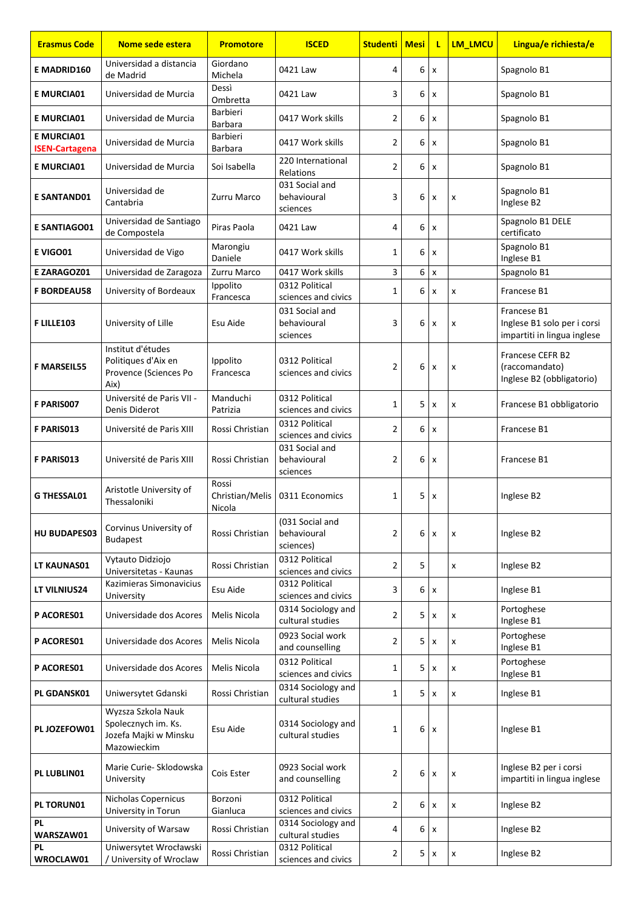| Erasmus Code | Nome sede estera | Promotore | ISCED | Studenti | Mesi | L | LM_LMCU | Lingua/e richiesta/e |
|---|---|---|---|---|---|---|---|---|
| E MADRID160 | Universidad a distancia de Madrid | Giordano Michela | 0421 Law | 4 | 6 | x | | Spagnolo B1 |
| E MURCIA01 | Universidad de Murcia | Dessì Ombretta | 0421 Law | 3 | 6 | x | | Spagnolo B1 |
| E MURCIA01 | Universidad de Murcia | Barbieri Barbara | 0417 Work skills | 2 | 6 | x | | Spagnolo B1 |
| E MURCIA01 ISEN-Cartagena | Universidad de Murcia | Barbieri Barbara | 0417 Work skills | 2 | 6 | x | | Spagnolo B1 |
| E MURCIA01 | Universidad de Murcia | Soi Isabella | 220 International Relations | 2 | 6 | x | | Spagnolo B1 |
| E SANTAND01 | Universidad de Cantabria | Zurru Marco | 031 Social and behavioural sciences | 3 | 6 | x | x | Spagnolo B1<br>Inglese B2 |
| E SANTIAGO01 | Universidad de Santiago de Compostela | Piras Paola | 0421 Law | 4 | 6 | x | | Spagnolo B1 DELE certificato |
| E VIGO01 | Universidad de Vigo | Marongiu Daniele | 0417 Work skills | 1 | 6 | x | | Spagnolo B1<br>Inglese B1 |
| E ZARAGOZ01 | Universidad de Zaragoza | Zurru Marco | 0417 Work skills | 3 | 6 | x | | Spagnolo B1 |
| F BORDEAU58 | University of Bordeaux | Ippolito Francesca | 0312 Political sciences and civics | 1 | 6 | x | x | Francese B1 |
| F LILLE103 | University of Lille | Esu Aide | 031 Social and behavioural sciences | 3 | 6 | x | x | Francese B1<br>Inglese B1 solo per i corsi impartiti in lingua inglese |
| F MARSEIL55 | Institut d'études Politiques d'Aix en Provence (Sciences Po Aix) | Ippolito Francesca | 0312 Political sciences and civics | 2 | 6 | x | x | Francese CEFR B2 (raccomandato)<br>Inglese B2 (obbligatorio) |
| F PARIS007 | Université de Paris VII - Denis Diderot | Manduchi Patrizia | 0312 Political sciences and civics | 1 | 5 | x | x | Francese B1 obbligatorio |
| F PARIS013 | Université de Paris XIII | Rossi Christian | 0312 Political sciences and civics | 2 | 6 | x | | Francese B1 |
| F PARIS013 | Université de Paris XIII | Rossi Christian | 031 Social and behavioural sciences | 2 | 6 | x | | Francese B1 |
| G THESSAL01 | Aristotle University of Thessaloniki | Rossi Christian/Melis Nicola | 0311 Economics | 1 | 5 | x | | Inglese B2 |
| HU BUDAPES03 | Corvinus University of Budapest | Rossi Christian | (031 Social and behavioural sciences) | 2 | 6 | x | x | Inglese B2 |
| LT KAUNAS01 | Vytauto Didziojo Universitetas - Kaunas | Rossi Christian | 0312 Political sciences and civics | 2 | 5 | | x | Inglese B2 |
| LT VILNIUS24 | Kazimieras Simonavicius University | Esu Aide | 0312 Political sciences and civics | 3 | 6 | x | | Inglese B1 |
| P ACORES01 | Universidade dos Acores | Melis Nicola | 0314 Sociology and cultural studies | 2 | 5 | x | x | Portoghese<br>Inglese B1 |
| P ACORES01 | Universidade dos Acores | Melis Nicola | 0923 Social work and counselling | 2 | 5 | x | x | Portoghese<br>Inglese B1 |
| P ACORES01 | Universidade dos Acores | Melis Nicola | 0312 Political sciences and civics | 1 | 5 | x | x | Portoghese<br>Inglese B1 |
| PL GDANSK01 | Uniwersytet Gdanski | Rossi Christian | 0314 Sociology and cultural studies | 1 | 5 | x | x | Inglese B1 |
| PL JOZEFOW01 | Wyzsza Szkola Nauk Spolecznych im. Ks. Jozefa Majki w Minsku Mazowieckim | Esu Aide | 0314 Sociology and cultural studies | 1 | 6 | x | | Inglese B1 |
| PL LUBLIN01 | Marie Curie- Sklodowska University | Cois Ester | 0923 Social work and counselling | 2 | 6 | x | x | Inglese B2 per i corsi impartiti in lingua inglese |
| PL TORUN01 | Nicholas Copernicus University in Torun | Borzoni Gianluca | 0312 Political sciences and civics | 2 | 6 | x | x | Inglese B2 |
| PL WARSZAW01 | University of Warsaw | Rossi Christian | 0314 Sociology and cultural studies | 4 | 6 | x | | Inglese B2 |
| PL WROCLAW01 | Uniwersytet Wrocławski / University of Wroclaw | Rossi Christian | 0312 Political sciences and civics | 2 | 5 | x | x | Inglese B2 |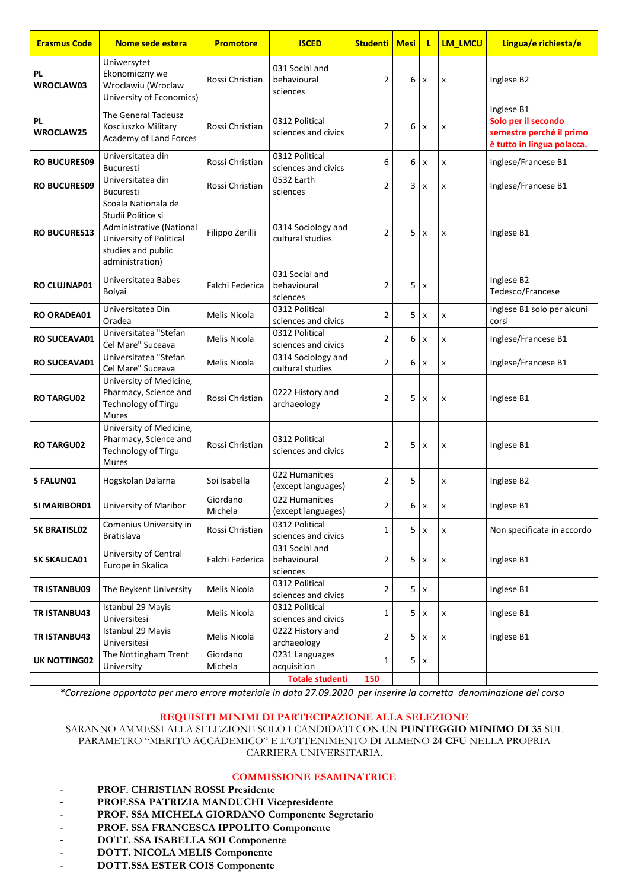| Erasmus Code | Nome sede estera | Promotore | ISCED | Studenti | Mesi | L | LM_LMCU | Lingua/e richiesta/e |
|---|---|---|---|---|---|---|---|---|
| PL WROCLAW03 | Uniwersytet Ekonomiczny we Wroclawiu (Wroclaw University of Economics) | Rossi Christian | 031 Social and behavioural sciences | 2 | 6 | x | x | Inglese B2 |
| PL WROCLAW25 | The General Tadeusz Kosciuszko Military Academy of Land Forces | Rossi Christian | 0312 Political sciences and civics | 2 | 6 | x | x | Inglese B1 **Solo per il secondo semestre perché il primo è tutto in lingua polacca.** |
| RO BUCURES09 | Universitatea din Bucuresti | Rossi Christian | 0312 Political sciences and civics | 6 | 6 | x | x | Inglese/Francese B1 |
| RO BUCURES09 | Universitatea din Bucuresti | Rossi Christian | 0532 Earth sciences | 2 | 3 | x | x | Inglese/Francese B1 |
| RO BUCURES13 | Scoala Nationala de Studii Politice si Administrative (National University of Political studies and public administration) | Filippo Zerilli | 0314 Sociology and cultural studies | 2 | 5 | x | x | Inglese B1 |
| RO CLUJNAP01 | Universitatea Babes Bolyai | Falchi Federica | 031 Social and behavioural sciences | 2 | 5 | x | | Inglese B2 Tedesco/Francese |
| RO ORADEA01 | Universitatea Din Oradea | Melis Nicola | 0312 Political sciences and civics | 2 | 5 | x | x | Inglese B1 solo per alcuni corsi |
| RO SUCEAVA01 | Universitatea "Stefan Cel Mare" Suceava | Melis Nicola | 0312 Political sciences and civics | 2 | 6 | x | x | Inglese/Francese B1 |
| RO SUCEAVA01 | Universitatea "Stefan Cel Mare" Suceava | Melis Nicola | 0314 Sociology and cultural studies | 2 | 6 | x | x | Inglese/Francese B1 |
| RO TARGU02 | University of Medicine, Pharmacy, Science and Technology of Tirgu Mures | Rossi Christian | 0222 History and archaeology | 2 | 5 | x | x | Inglese B1 |
| RO TARGU02 | University of Medicine, Pharmacy, Science and Technology of Tirgu Mures | Rossi Christian | 0312 Political sciences and civics | 2 | 5 | x | x | Inglese B1 |
| S FALUN01 | Hogskolan Dalarna | Soi Isabella | 022 Humanities (except languages) | 2 | 5 | | x | Inglese B2 |
| SI MARIBOR01 | University of Maribor | Giordano Michela | 022 Humanities (except languages) | 2 | 6 | x | x | Inglese B1 |
| SK BRATISL02 | Comenius University in Bratislava | Rossi Christian | 0312 Political sciences and civics | 1 | 5 | x | x | Non specificata in accordo |
| SK SKALICA01 | University of Central Europe in Skalica | Falchi Federica | 031 Social and behavioural sciences | 2 | 5 | x | x | Inglese B1 |
| TR ISTANBU09 | The Beykent University | Melis Nicola | 0312 Political sciences and civics | 2 | 5 | x | | Inglese B1 |
| TR ISTANBU43 | Istanbul 29 Mayis Universitesi | Melis Nicola | 0312 Political sciences and civics | 1 | 5 | x | x | Inglese B1 |
| TR ISTANBU43 | Istanbul 29 Mayis Universitesi | Melis Nicola | 0222 History and archaeology | 2 | 5 | x | x | Inglese B1 |
| UK NOTTING02 | The Nottingham Trent University | Giordano Michela | 0231 Languages acquisition | 1 | 5 | x | | |
| | | | **Totale studenti** | **150** | | | | |

*\*Correzione apportata per mero errore materiale in data 27.09.2020 per inserire la corretta denominazione del corso*

## REQUISITI MINIMI DI PARTECIPAZIONE ALLA SELEZIONE

SARANNO AMMESSI ALLA SELEZIONE SOLO I CANDIDATI CON UN **PUNTEGGIO MINIMO DI 35** SUL PARAMETRO "MERITO ACCADEMICO" E L'OTTENIMENTO DI ALMENO **24** **CFU** NELLA PROPRIA CARRIERA UNIVERSITARIA.

## COMMISSIONE ESAMINATRICE

- **PROF. CHRISTIAN ROSSI Presidente**
- **PROF.SSA PATRIZIA MANDUCHI Vicepresidente**
- **PROF. SSA MICHELA GIORDANO Componente Segretario**
- **PROF. SSA FRANCESCA IPPOLITO Componente**
- **DOTT. SSA ISABELLA SOI Componente**
- **DOTT. NICOLA MELIS Componente**
- **DOTT.SSA ESTER COIS Componente**